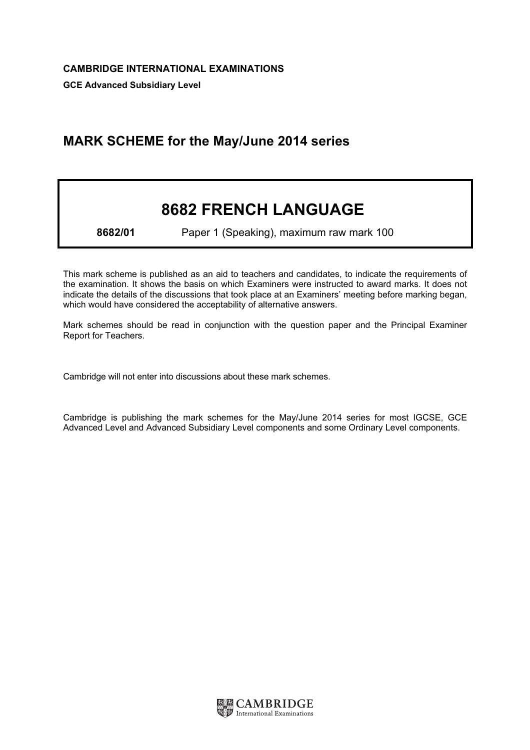**CAMBRIDGE INTERNATIONAL EXAMINATIONS**

**GCE Advanced Subsidiary Level**

## MARK SCHEME for the May/June 2014 series

# 8682 FRENCH LANGUAGE

**8682/01** Paper 1 (Speaking), maximum raw mark 100

This mark scheme is published as an aid to teachers and candidates, to indicate the requirements of the examination. It shows the basis on which Examiners were instructed to award marks. It does not indicate the details of the discussions that took place at an Examiners' meeting before marking began, which would have considered the acceptability of alternative answers.

Mark schemes should be read in conjunction with the question paper and the Principal Examiner Report for Teachers.

Cambridge will not enter into discussions about these mark schemes.

Cambridge is publishing the mark schemes for the May/June 2014 series for most IGCSE, GCE Advanced Level and Advanced Subsidiary Level components and some Ordinary Level components.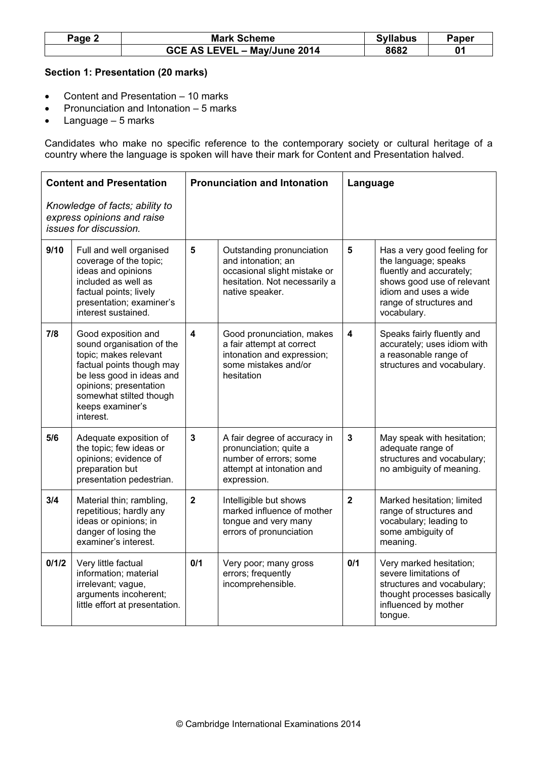**Section 1: Presentation (20 marks)**

- Content and Presentation – 10 marks
- Pronunciation and Intonation – 5 marks
- Language – 5 marks

Candidates who make no specific reference to the contemporary society or cultural heritage of a country where the language is spoken will have their mark for Content and Presentation halved.

| **Content and Presentation** *Knowledge of facts; ability to express opinions and raise issues for discussion.* | | **Pronunciation and Intonation** | | **Language** | |
|---|---|---|---|---|---|
| **9/10** | Full and well organised coverage of the topic; ideas and opinions included as well as factual points; lively presentation; examiner's interest sustained. | **5** | Outstanding pronunciation and intonation; an occasional slight mistake or hesitation. Not necessarily a native speaker. | **5** | Has a very good feeling for the language; speaks fluently and accurately; shows good use of relevant idiom and uses a wide range of structures and vocabulary. |
| **7/8** | Good exposition and sound organisation of the topic; makes relevant factual points though may be less good in ideas and opinions; presentation somewhat stilted though keeps examiner's interest. | **4** | Good pronunciation, makes a fair attempt at correct intonation and expression; some mistakes and/or hesitation | **4** | Speaks fairly fluently and accurately; uses idiom with a reasonable range of structures and vocabulary. |
| **5/6** | Adequate exposition of the topic; few ideas or opinions; evidence of preparation but presentation pedestrian. | **3** | A fair degree of accuracy in pronunciation; quite a number of errors; some attempt at intonation and expression. | **3** | May speak with hesitation; adequate range of structures and vocabulary; no ambiguity of meaning. |
| **3/4** | Material thin; rambling, repetitious; hardly any ideas or opinions; in danger of losing the examiner's interest. | **2** | Intelligible but shows marked influence of mother tongue and very many errors of pronunciation | **2** | Marked hesitation; limited range of structures and vocabulary; leading to some ambiguity of meaning. |
| **0/1/2** | Very little factual information; material irrelevant; vague, arguments incoherent; little effort at presentation. | **0/1** | Very poor; many gross errors; frequently incomprehensible. | **0/1** | Very marked hesitation; severe limitations of structures and vocabulary; thought processes basically influenced by mother tongue. |

© Cambridge International Examinations 2014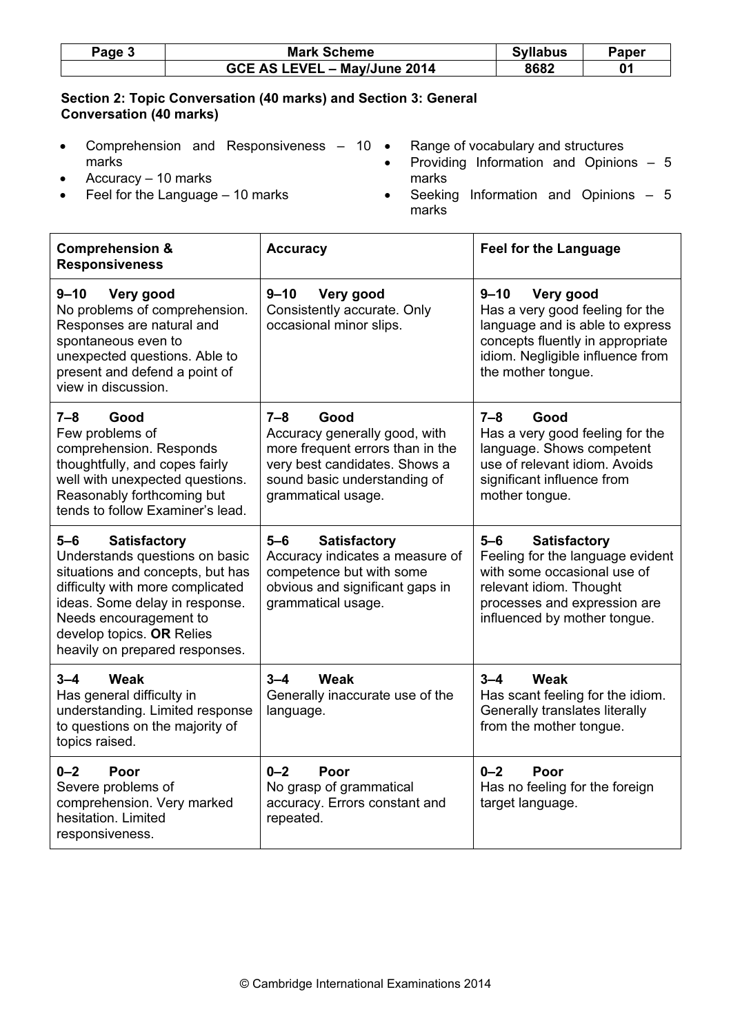**Section 2: Topic Conversation (40 marks) and Section 3: General Conversation (40 marks)**

- Comprehension and Responsiveness – 10 marks
- Accuracy – 10 marks
- Feel for the Language – 10 marks
- Range of vocabulary and structures
- Providing Information and Opinions – 5 marks
- Seeking Information and Opinions – 5 marks

| Comprehension & Responsiveness | Accuracy | Feel for the Language |
|---|---|---|
| **9–10 Very good**<br>No problems of comprehension. Responses are natural and spontaneous even to unexpected questions. Able to present and defend a point of view in discussion. | **9–10 Very good**<br>Consistently accurate. Only occasional minor slips. | **9–10 Very good**<br>Has a very good feeling for the language and is able to express concepts fluently in appropriate idiom. Negligible influence from the mother tongue. |
| **7–8 Good**<br>Few problems of comprehension. Responds thoughtfully, and copes fairly well with unexpected questions. Reasonably forthcoming but tends to follow Examiner's lead. | **7–8 Good**<br>Accuracy generally good, with more frequent errors than in the very best candidates. Shows a sound basic understanding of grammatical usage. | **7–8 Good**<br>Has a very good feeling for the language. Shows competent use of relevant idiom. Avoids significant influence from mother tongue. |
| **5–6 Satisfactory**<br>Understands questions on basic situations and concepts, but has difficulty with more complicated ideas. Some delay in response. Needs encouragement to develop topics. **OR** Relies heavily on prepared responses. | **5–6 Satisfactory**<br>Accuracy indicates a measure of competence but with some obvious and significant gaps in grammatical usage. | **5–6 Satisfactory**<br>Feeling for the language evident with some occasional use of relevant idiom. Thought processes and expression are influenced by mother tongue. |
| **3–4 Weak**<br>Has general difficulty in understanding. Limited response to questions on the majority of topics raised. | **3–4 Weak**<br>Generally inaccurate use of the language. | **3–4 Weak**<br>Has scant feeling for the idiom. Generally translates literally from the mother tongue. |
| **0–2 Poor**<br>Severe problems of comprehension. Very marked hesitation. Limited responsiveness. | **0–2 Poor**<br>No grasp of grammatical accuracy. Errors constant and repeated. | **0–2 Poor**<br>Has no feeling for the foreign target language. |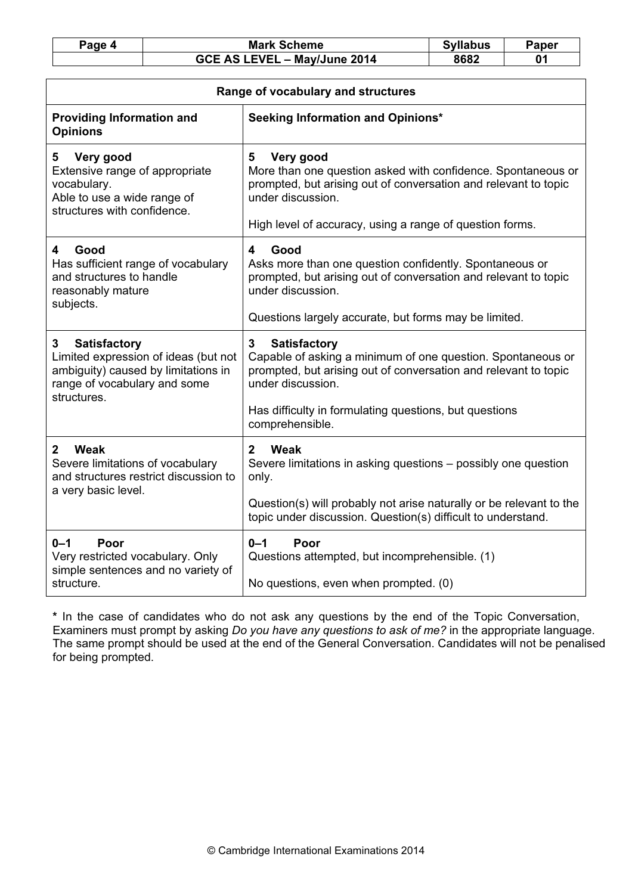| Range of vocabulary and structures | |
|---|---|
| **Providing Information and Opinions** | **Seeking Information and Opinions*** |
| **5 Very good**<br>Extensive range of appropriate vocabulary.<br>Able to use a wide range of structures with confidence. | **5 Very good**<br>More than one question asked with confidence. Spontaneous or prompted, but arising out of conversation and relevant to topic under discussion.<br><br>High level of accuracy, using a range of question forms. |
| **4 Good**<br>Has sufficient range of vocabulary and structures to handle reasonably mature subjects. | **4 Good**<br>Asks more than one question confidently. Spontaneous or prompted, but arising out of conversation and relevant to topic under discussion.<br><br>Questions largely accurate, but forms may be limited. |
| **3 Satisfactory**<br>Limited expression of ideas (but not ambiguity) caused by limitations in range of vocabulary and some structures. | **3 Satisfactory**<br>Capable of asking a minimum of one question. Spontaneous or prompted, but arising out of conversation and relevant to topic under discussion.<br><br>Has difficulty in formulating questions, but questions comprehensible. |
| **2 Weak**<br>Severe limitations of vocabulary and structures restrict discussion to a very basic level. | **2 Weak**<br>Severe limitations in asking questions – possibly one question only.<br><br>Question(s) will probably not arise naturally or be relevant to the topic under discussion. Question(s) difficult to understand. |
| **0–1 Poor**<br>Very restricted vocabulary. Only simple sentences and no variety of structure. | **0–1 Poor**<br>Questions attempted, but incomprehensible. (1)<br><br>No questions, even when prompted. (0) |

**\*** In the case of candidates who do not ask any questions by the end of the Topic Conversation, Examiners must prompt by asking *Do you have any questions to ask of me?* in the appropriate language. The same prompt should be used at the end of the General Conversation. Candidates will not be penalised for being prompted.